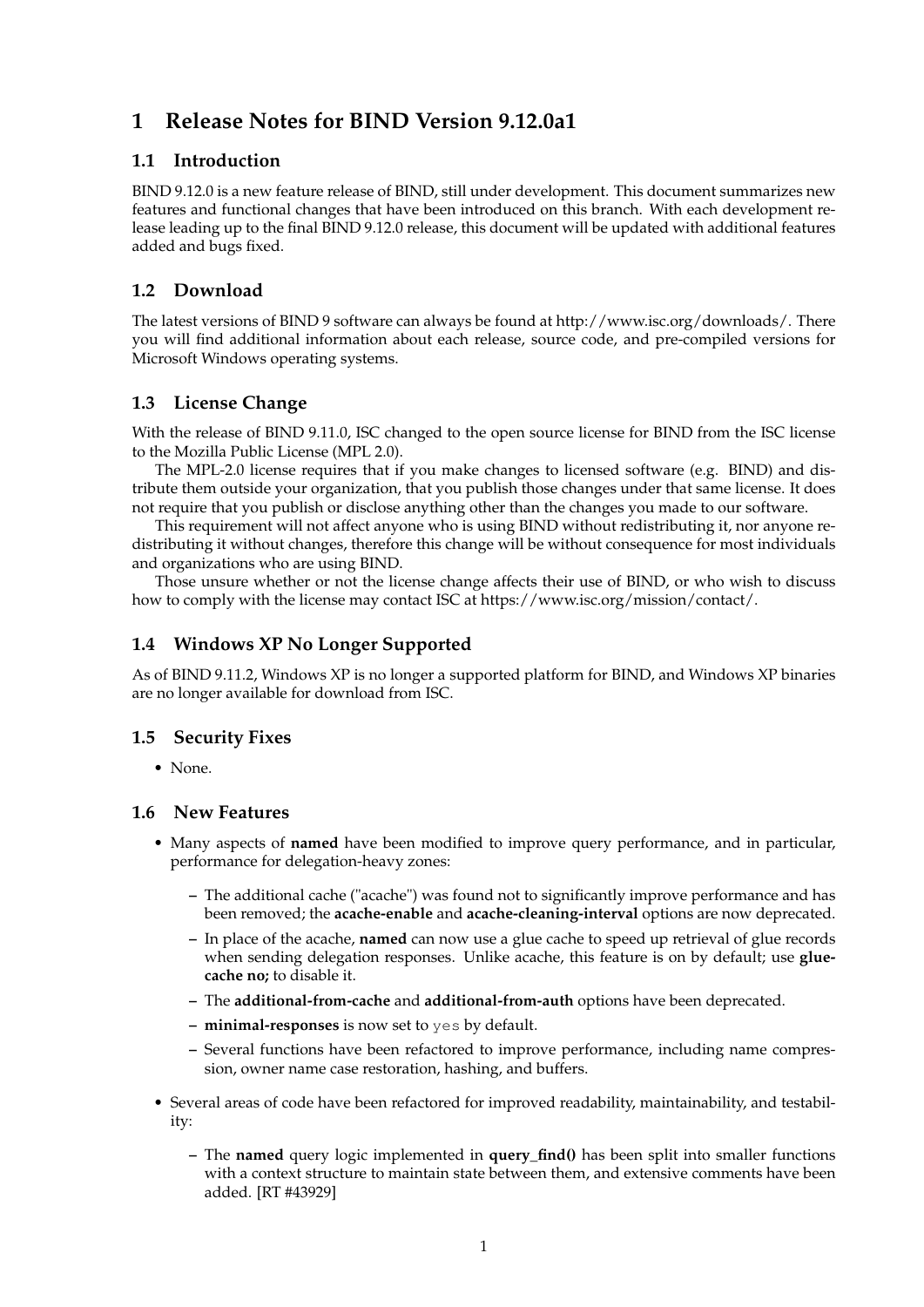# 1 Release Notes for BIND Version 9.12.0a1

## 1.1 Introduction

BIND 9.12.0 is a new feature release of BIND, still under development. This document summarizes new features and functional changes that have been introduced on this branch. With each development release leading up to the final BIND 9.12.0 release, this document will be updated with additional features added and bugs fixed.

## 1.2 Download

The latest versions of BIND 9 software can always be found at http://www.isc.org/downloads/. There you will find additional information about each release, source code, and pre-compiled versions for Microsoft Windows operating systems.

## 1.3 License Change

With the release of BIND 9.11.0, ISC changed to the open source license for BIND from the ISC license to the Mozilla Public License (MPL 2.0).

The MPL-2.0 license requires that if you make changes to licensed software (e.g. BIND) and distribute them outside your organization, that you publish those changes under that same license. It does not require that you publish or disclose anything other than the changes you made to our software.

This requirement will not affect anyone who is using BIND without redistributing it, nor anyone redistributing it without changes, therefore this change will be without consequence for most individuals and organizations who are using BIND.

Those unsure whether or not the license change affects their use of BIND, or who wish to discuss how to comply with the license may contact ISC at https://www.isc.org/mission/contact/.

## 1.4 Windows XP No Longer Supported

As of BIND 9.11.2, Windows XP is no longer a supported platform for BIND, and Windows XP binaries are no longer available for download from ISC.

## 1.5 Security Fixes

- None.

## 1.6 New Features

- Many aspects of **named** have been modified to improve query performance, and in particular, performance for delegation-heavy zones:
  - The additional cache ("acache") was found not to significantly improve performance and has been removed; the **acache-enable** and **acache-cleaning-interval** options are now deprecated.
  - In place of the acache, **named** can now use a glue cache to speed up retrieval of glue records when sending delegation responses. Unlike acache, this feature is on by default; use **glue-cache no;** to disable it.
  - The **additional-from-cache** and **additional-from-auth** options have been deprecated.
  - **minimal-responses** is now set to `yes` by default.
  - Several functions have been refactored to improve performance, including name compression, owner name case restoration, hashing, and buffers.
- Several areas of code have been refactored for improved readability, maintainability, and testability:
  - The **named** query logic implemented in **query_find()** has been split into smaller functions with a context structure to maintain state between them, and extensive comments have been added. [RT #43929]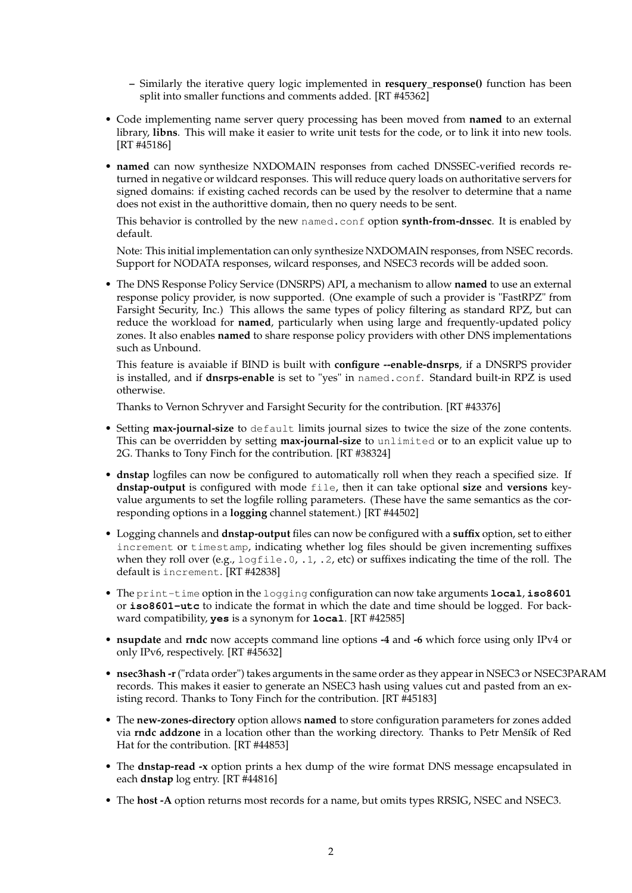- Similarly the iterative query logic implemented in **resquery_response()** function has been split into smaller functions and comments added. [RT #45362]

- Code implementing name server query processing has been moved from **named** to an external library, **libns**. This will make it easier to write unit tests for the code, or to link it into new tools. [RT #45186]

- **named** can now synthesize NXDOMAIN responses from cached DNSSEC-verified records returned in negative or wildcard responses. This will reduce query loads on authoritative servers for signed domains: if existing cached records can be used by the resolver to determine that a name does not exist in the authorittive domain, then no query needs to be sent.

  This behavior is controlled by the new `named.conf` option **synth-from-dnssec**. It is enabled by default.

  Note: This initial implementation can only synthesize NXDOMAIN responses, from NSEC records. Support for NODATA responses, wilcard responses, and NSEC3 records will be added soon.

- The DNS Response Policy Service (DNSRPS) API, a mechanism to allow **named** to use an external response policy provider, is now supported. (One example of such a provider is "FastRPZ" from Farsight Security, Inc.) This allows the same types of policy filtering as standard RPZ, but can reduce the workload for **named**, particularly when using large and frequently-updated policy zones. It also enables **named** to share response policy providers with other DNS implementations such as Unbound.

  This feature is avaiable if BIND is built with **configure --enable-dnsrps**, if a DNSRPS provider is installed, and if **dnsrps-enable** is set to "yes" in `named.conf`. Standard built-in RPZ is used otherwise.

  Thanks to Vernon Schryver and Farsight Security for the contribution. [RT #43376]

- Setting **max-journal-size** to `default` limits journal sizes to twice the size of the zone contents. This can be overridden by setting **max-journal-size** to `unlimited` or to an explicit value up to 2G. Thanks to Tony Finch for the contribution. [RT #38324]

- **dnstap** logfiles can now be configured to automatically roll when they reach a specified size. If **dnstap-output** is configured with mode `file`, then it can take optional **size** and **versions** key-value arguments to set the logfile rolling parameters. (These have the same semantics as the corresponding options in a **logging** channel statement.) [RT #44502]

- Logging channels and **dnstap-output** files can now be configured with a **suffix** option, set to either `increment` or `timestamp`, indicating whether log files should be given incrementing suffixes when they roll over (e.g., `logfile.0`, `.1`, `.2`, etc) or suffixes indicating the time of the roll. The default is `increment`. [RT #42838]

- The `print-time` option in the `logging` configuration can now take arguments **`local`**, **`iso8601`** or **`iso8601-utc`** to indicate the format in which the date and time should be logged. For backward compatibility, **`yes`** is a synonym for **`local`**. [RT #42585]

- **nsupdate** and **rndc** now accepts command line options **-4** and **-6** which force using only IPv4 or only IPv6, respectively. [RT #45632]

- **nsec3hash -r** ("rdata order") takes arguments in the same order as they appear in NSEC3 or NSEC3PARAM records. This makes it easier to generate an NSEC3 hash using values cut and pasted from an existing record. Thanks to Tony Finch for the contribution. [RT #45183]

- The **new-zones-directory** option allows **named** to store configuration parameters for zones added via **rndc addzone** in a location other than the working directory. Thanks to Petr Menšík of Red Hat for the contribution. [RT #44853]

- The **dnstap-read -x** option prints a hex dump of the wire format DNS message encapsulated in each **dnstap** log entry. [RT #44816]

- The **host -A** option returns most records for a name, but omits types RRSIG, NSEC and NSEC3.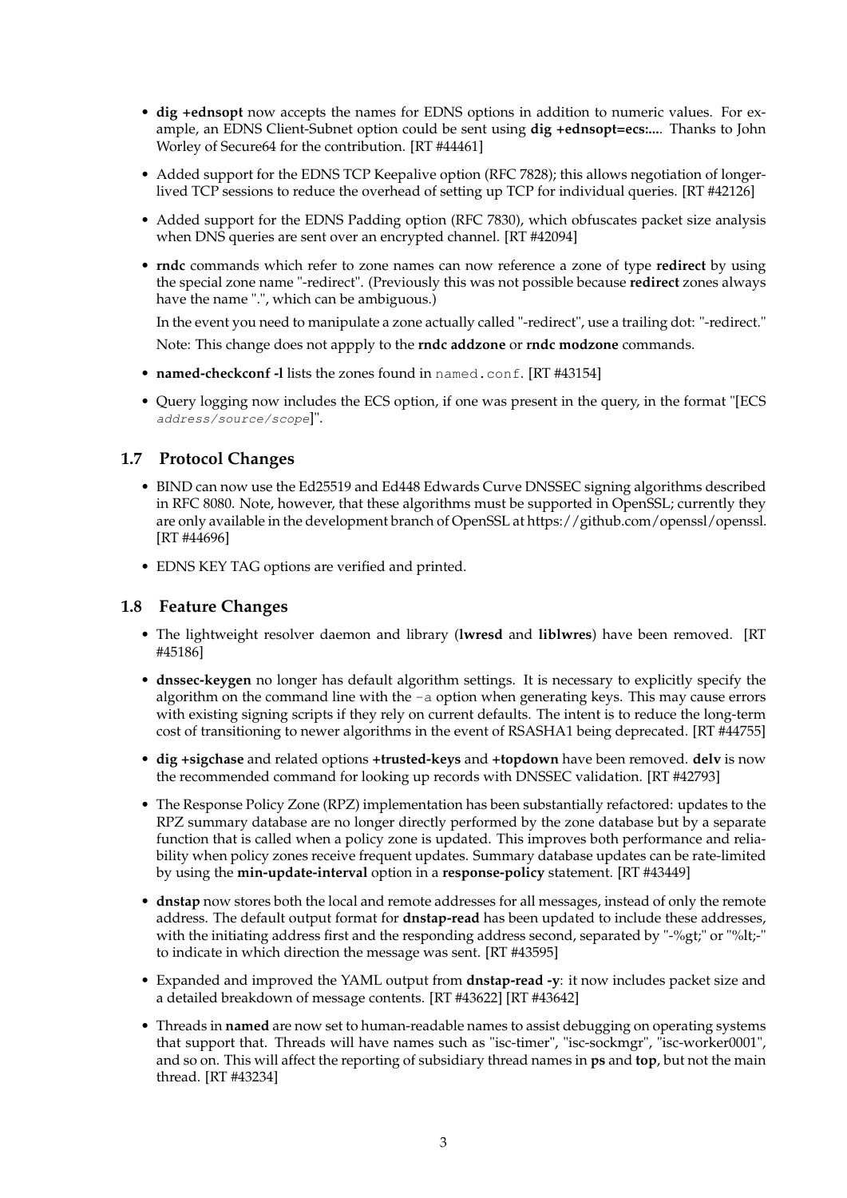- **dig +ednsopt** now accepts the names for EDNS options in addition to numeric values. For example, an EDNS Client-Subnet option could be sent using **dig +ednsopt=ecs:...**. Thanks to John Worley of Secure64 for the contribution. [RT #44461]

- Added support for the EDNS TCP Keepalive option (RFC 7828); this allows negotiation of longer-lived TCP sessions to reduce the overhead of setting up TCP for individual queries. [RT #42126]

- Added support for the EDNS Padding option (RFC 7830), which obfuscates packet size analysis when DNS queries are sent over an encrypted channel. [RT #42094]

- **rndc** commands which refer to zone names can now reference a zone of type **redirect** by using the special zone name "-redirect". (Previously this was not possible because **redirect** zones always have the name ".", which can be ambiguous.)

  In the event you need to manipulate a zone actually called "-redirect", use a trailing dot: "-redirect."

  Note: This change does not appply to the **rndc addzone** or **rndc modzone** commands.

- **named-checkconf -l** lists the zones found in `named.conf`. [RT #43154]

- Query logging now includes the ECS option, if one was present in the query, in the format "[ECS *address/source/scope*]".

## 1.7 Protocol Changes

- BIND can now use the Ed25519 and Ed448 Edwards Curve DNSSEC signing algorithms described in RFC 8080. Note, however, that these algorithms must be supported in OpenSSL; currently they are only available in the development branch of OpenSSL at https://github.com/openssl/openssl. [RT #44696]

- EDNS KEY TAG options are verified and printed.

## 1.8 Feature Changes

- The lightweight resolver daemon and library (**lwresd** and **liblwres**) have been removed. [RT #45186]

- **dnssec-keygen** no longer has default algorithm settings. It is necessary to explicitly specify the algorithm on the command line with the `-a` option when generating keys. This may cause errors with existing signing scripts if they rely on current defaults. The intent is to reduce the long-term cost of transitioning to newer algorithms in the event of RSASHA1 being deprecated. [RT #44755]

- **dig +sigchase** and related options **+trusted-keys** and **+topdown** have been removed. **delv** is now the recommended command for looking up records with DNSSEC validation. [RT #42793]

- The Response Policy Zone (RPZ) implementation has been substantially refactored: updates to the RPZ summary database are no longer directly performed by the zone database but by a separate function that is called when a policy zone is updated. This improves both performance and reliability when policy zones receive frequent updates. Summary database updates can be rate-limited by using the **min-update-interval** option in a **response-policy** statement. [RT #43449]

- **dnstap** now stores both the local and remote addresses for all messages, instead of only the remote address. The default output format for **dnstap-read** has been updated to include these addresses, with the initiating address first and the responding address second, separated by "-%gt;" or "%lt;-" to indicate in which direction the message was sent. [RT #43595]

- Expanded and improved the YAML output from **dnstap-read -y**: it now includes packet size and a detailed breakdown of message contents. [RT #43622] [RT #43642]

- Threads in **named** are now set to human-readable names to assist debugging on operating systems that support that. Threads will have names such as "isc-timer", "isc-sockmgr", "isc-worker0001", and so on. This will affect the reporting of subsidiary thread names in **ps** and **top**, but not the main thread. [RT #43234]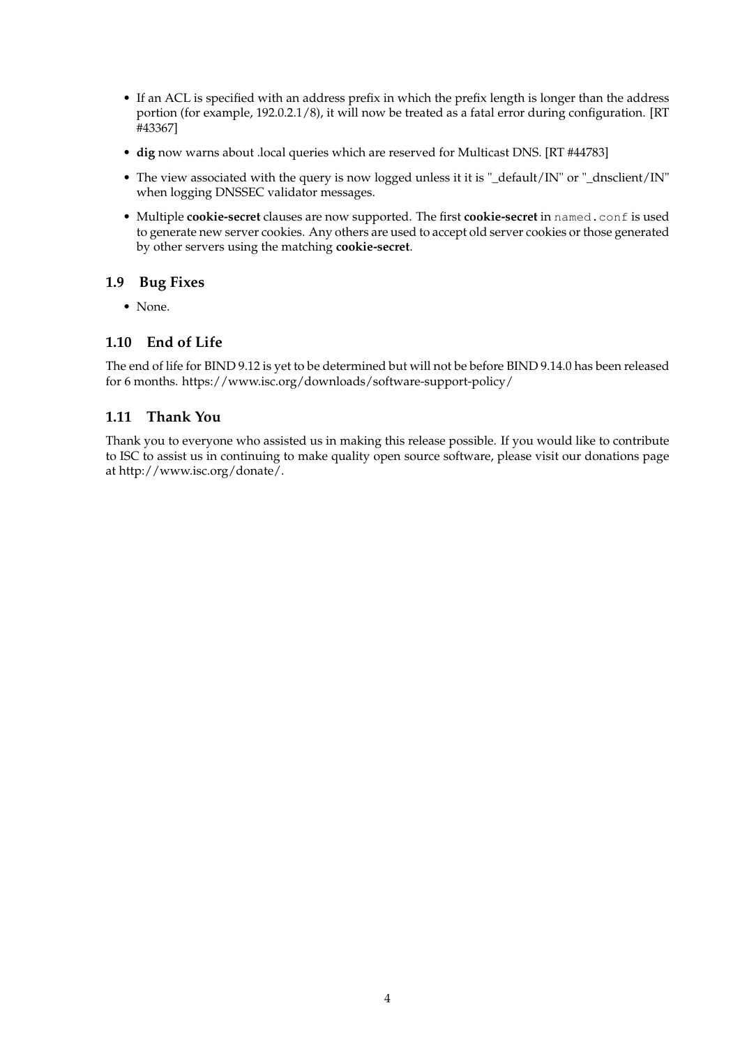- If an ACL is specified with an address prefix in which the prefix length is longer than the address portion (for example, 192.0.2.1/8), it will now be treated as a fatal error during configuration. [RT #43367]
- **dig** now warns about .local queries which are reserved for Multicast DNS. [RT #44783]
- The view associated with the query is now logged unless it it is "_default/IN" or "_dnsclient/IN" when logging DNSSEC validator messages.
- Multiple **cookie-secret** clauses are now supported. The first **cookie-secret** in `named.conf` is used to generate new server cookies. Any others are used to accept old server cookies or those generated by other servers using the matching **cookie-secret**.

### 1.9 Bug Fixes

- None.

### 1.10 End of Life

The end of life for BIND 9.12 is yet to be determined but will not be before BIND 9.14.0 has been released for 6 months. https://www.isc.org/downloads/software-support-policy/

### 1.11 Thank You

Thank you to everyone who assisted us in making this release possible. If you would like to contribute to ISC to assist us in continuing to make quality open source software, please visit our donations page at http://www.isc.org/donate/.